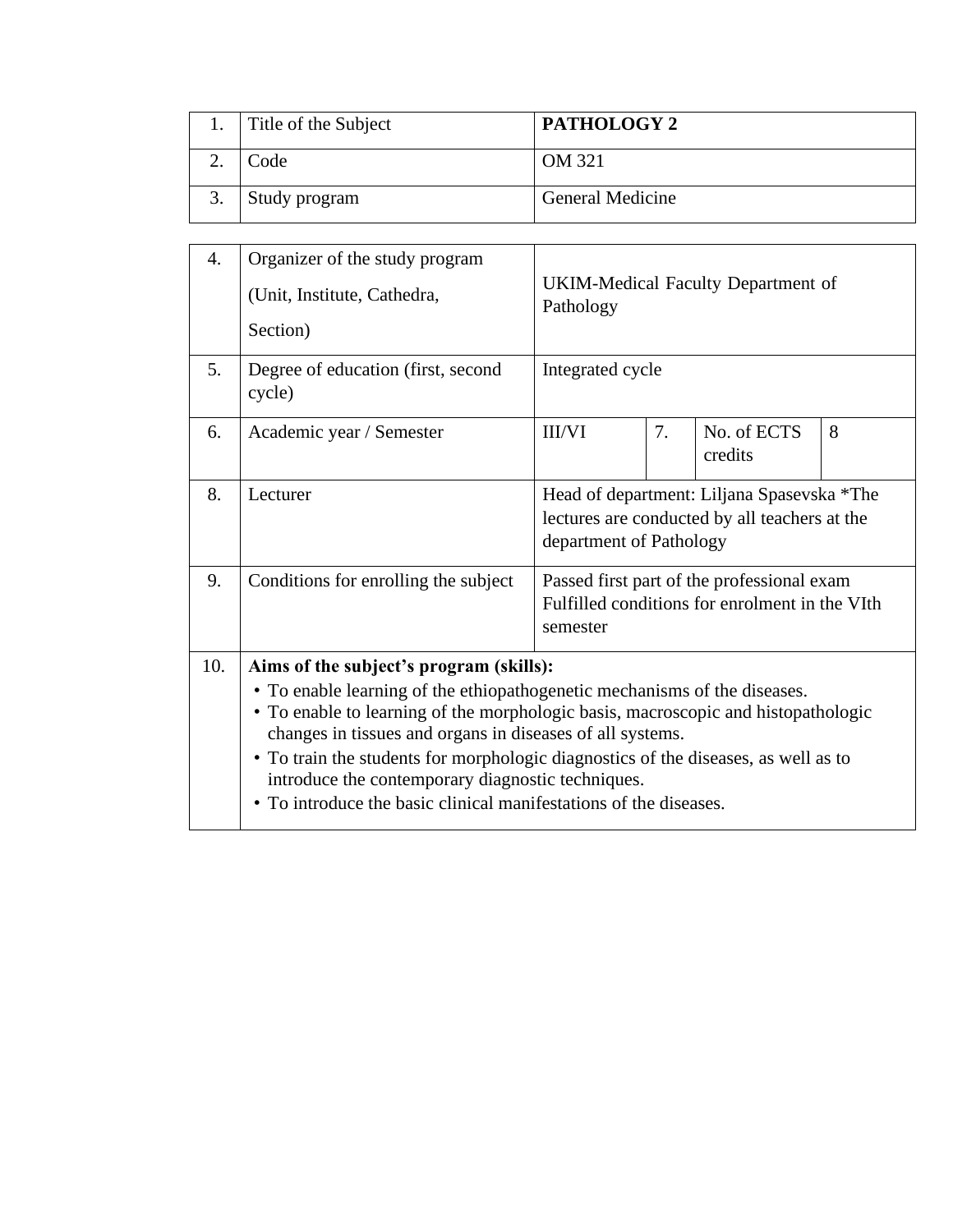| | | |
|---|---|---|
| 1. | Title of the Subject | **PATHOLOGY 2** |
| 2. | Code | OM 321 |
| 3. | Study program | General Medicine |

| | | | | | |
|---|---|---|---|---|---|
| 4. | Organizer of the study program (Unit, Institute, Cathedra, Section) | UKIM-Medical Faculty Department of Pathology | | | |
| 5. | Degree of education (first, second cycle) | Integrated cycle | | | |
| 6. | Academic year / Semester | III/VI | 7. | No. of ECTS credits | 8 |
| 8. | Lecturer | Head of department: Liljana Spasevska *The lectures are conducted by all teachers at the department of Pathology | | | |
| 9. | Conditions for enrolling the subject | Passed first part of the professional exam Fulfilled conditions for enrolment in the VIth semester | | | |
| 10. | **Aims of the subject's program (skills):** • To enable learning of the ethiopathogenetic mechanisms of the diseases. • To enable to learning of the morphologic basis, macroscopic and histopathologic changes in tissues and organs in diseases of all systems. • To train the students for morphologic diagnostics of the diseases, as well as to introduce the contemporary diagnostic techniques. • To introduce the basic clinical manifestations of the diseases. | | | | |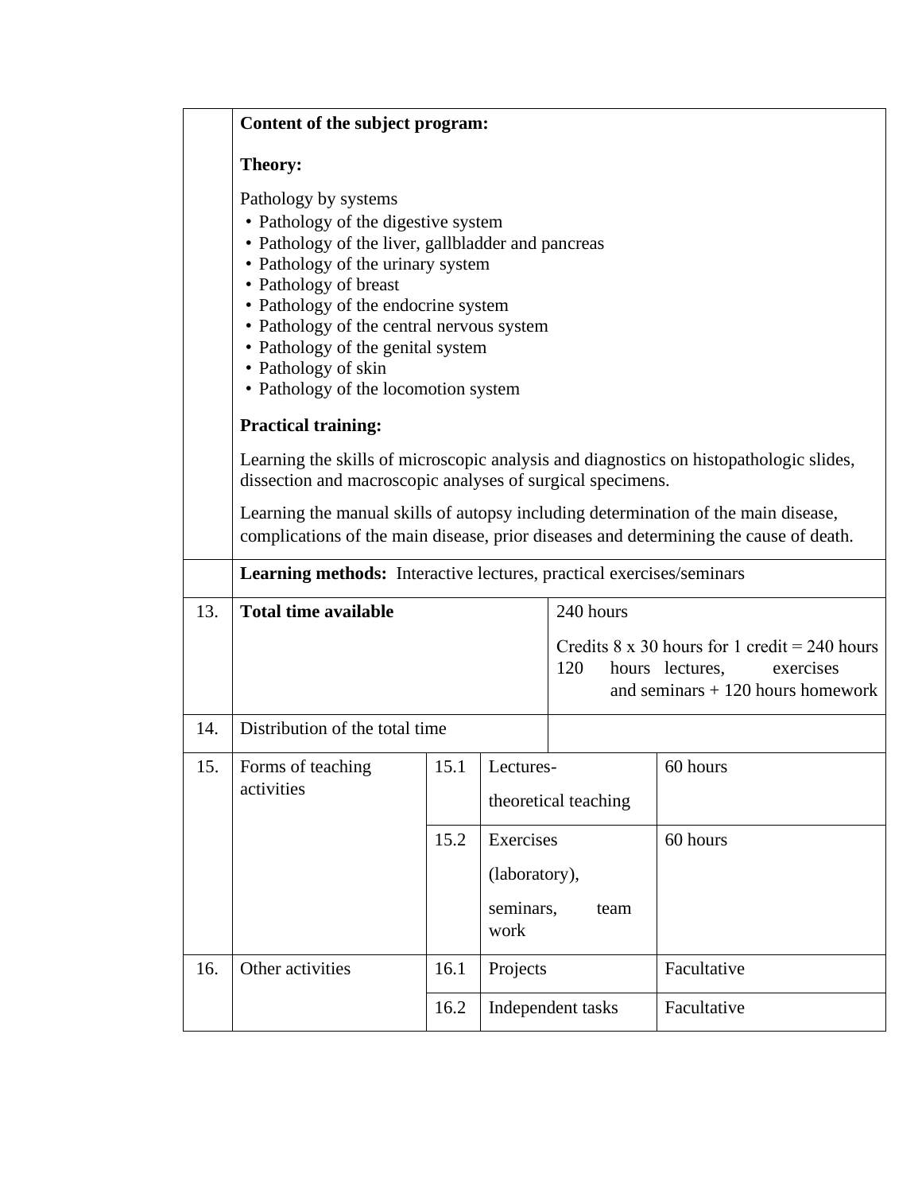| | | | | |
|---|---|---|---|---|
| | **Content of the subject program:**<br><br>**Theory:**<br><br>Pathology by systems<br>• Pathology of the digestive system<br>• Pathology of the liver, gallbladder and pancreas<br>• Pathology of the urinary system<br>• Pathology of breast<br>• Pathology of the endocrine system<br>• Pathology of the central nervous system<br>• Pathology of the genital system<br>• Pathology of skin<br>• Pathology of the locomotion system<br><br>**Practical training:**<br><br>Learning the skills of microscopic analysis and diagnostics on histopathologic slides, dissection and macroscopic analyses of surgical specimens.<br><br>Learning the manual skills of autopsy including determination of the main disease, complications of the main disease, prior diseases and determining the cause of death. | | | |
| | **Learning methods:** Interactive lectures, practical exercises/seminars | | | |
| 13. | **Total time available** | | | 240 hours<br><br>Credits 8 x 30 hours for 1 credit = 240 hours 120 hours lectures, exercises and seminars + 120 hours homework |
| 14. | Distribution of the total time | | | |
| 15. | Forms of teaching activities | 15.1 | Lectures-<br><br>theoretical teaching | 60 hours |
| | | 15.2 | Exercises<br><br>(laboratory),<br><br>seminars, team work | 60 hours |
| 16. | Other activities | 16.1 | Projects | Facultative |
| | | 16.2 | Independent tasks | Facultative |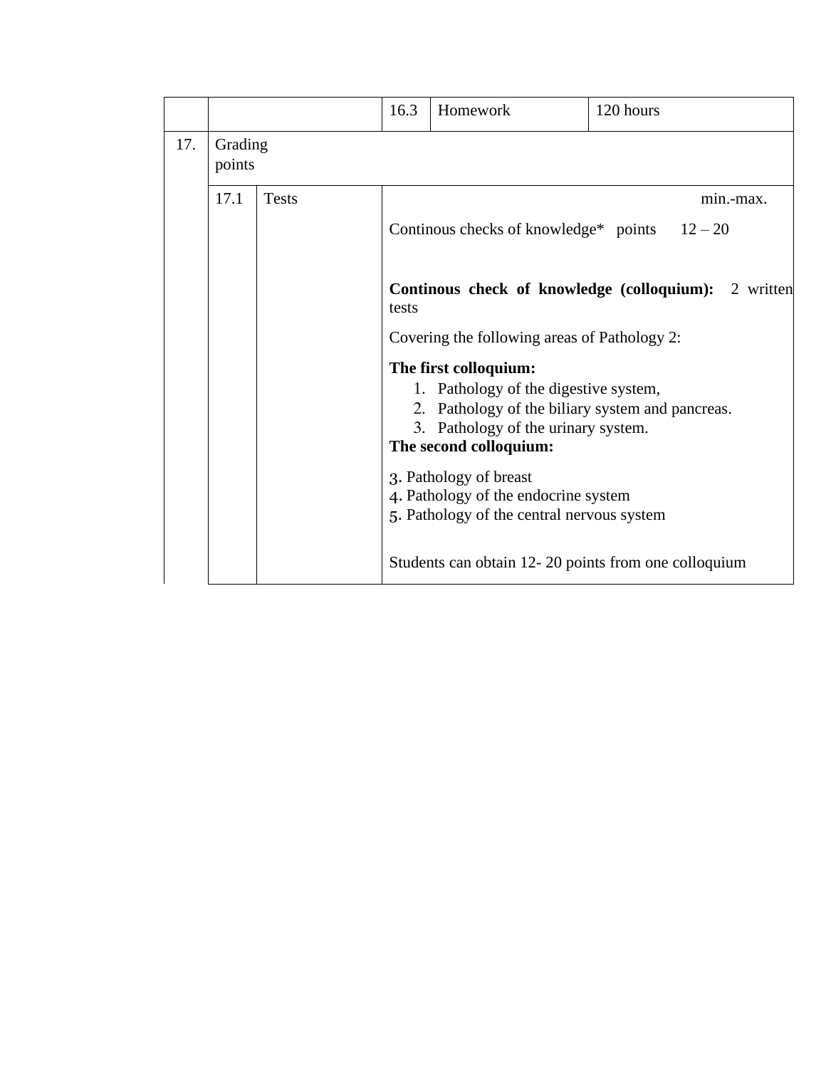|  |  | 16.3 | Homework | 120 hours |
|---|---|---|---|---|
| 17. | Grading points | | | |
| | 17.1 | Tests | min.-max.<br><br>Continous checks of knowledge* points 12 – 20<br><br>**Continous check of knowledge (colloquium):** 2 written tests<br><br>Covering the following areas of Pathology 2:<br><br>**The first colloquium:**<br>1. Pathology of the digestive system,<br>2. Pathology of the biliary system and pancreas.<br>3. Pathology of the urinary system.<br>**The second colloquium:**<br><br>3. Pathology of breast<br>4. Pathology of the endocrine system<br>5. Pathology of the central nervous system<br><br>Students can obtain 12- 20 points from one colloquium | |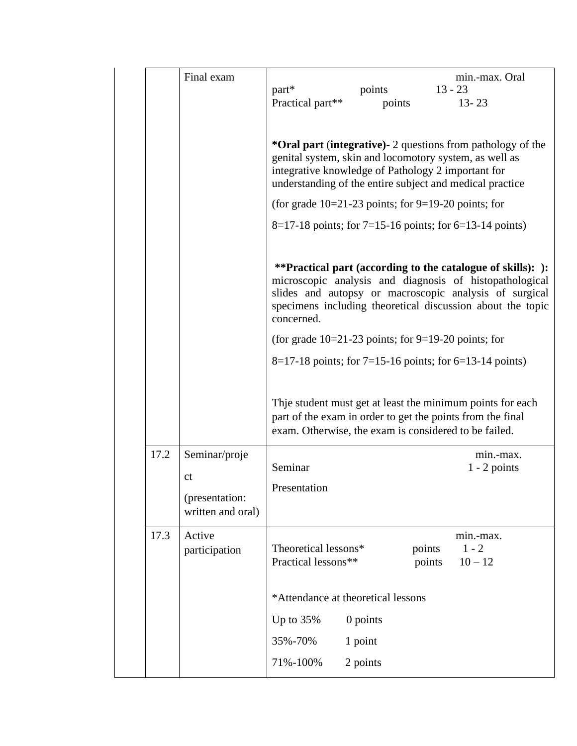| | | | |
|---|---|---|---|
| | | Final exam | min.-max. Oral part* points 13 - 23<br>Practical part** points 13- 23<br><br>**\*Oral part** (**integrative**)**-** 2 questions from pathology of the genital system, skin and locomotory system, as well as integrative knowledge of Pathology 2 important for understanding of the entire subject and medical practice<br><br>(for grade 10=21-23 points; for 9=19-20 points; for<br><br>8=17-18 points; for 7=15-16 points; for 6=13-14 points)<br><br>**\*\*Practical part (according to the catalogue of skills): ):** microscopic analysis and diagnosis of histopathological slides and autopsy or macroscopic analysis of surgical specimens including theoretical discussion about the topic concerned.<br><br>(for grade 10=21-23 points; for 9=19-20 points; for<br><br>8=17-18 points; for 7=15-16 points; for 6=13-14 points)<br><br>Thje student must get at least the minimum points for each part of the exam in order to get the points from the final exam. Otherwise, the exam is considered to be failed. |
| | 17.2 | Seminar/project<br><br>(presentation: written and oral) | min.-max.<br>Seminar 1 - 2 points<br><br>Presentation |
| | 17.3 | Active participation | min.-max.<br>Theoretical lessons* points 1 - 2<br>Practical lessons** points 10 – 12<br><br>\*Attendance at theoretical lessons<br><br>Up to 35% 0 points<br><br>35%-70% 1 point<br><br>71%-100% 2 points |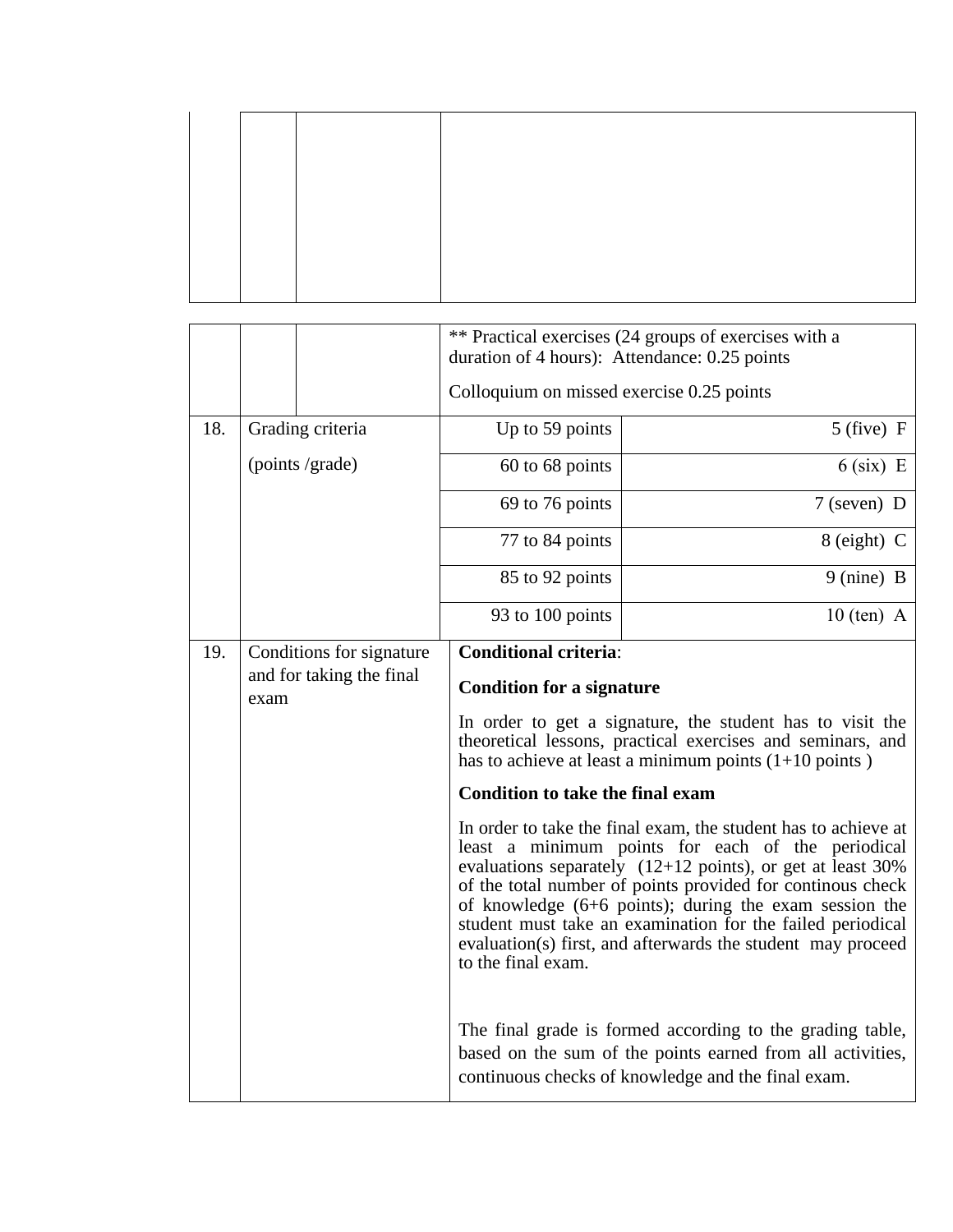| | | | |
|---|---|---|---|
| | | | |

| | | | |
|---|---|---|---|
| | | ** Practical exercises (24 groups of exercises with a duration of 4 hours): Attendance: 0.25 points<br><br>Colloquium on missed exercise 0.25 points | |
| 18. | Grading criteria<br><br>(points /grade) | Up to 59 points | 5 (five) F |
| | | 60 to 68 points | 6 (six) E |
| | | 69 to 76 points | 7 (seven) D |
| | | 77 to 84 points | 8 (eight) C |
| | | 85 to 92 points | 9 (nine) B |
| | | 93 to 100 points | 10 (ten) A |
| 19. | Conditions for signature and for taking the final exam | **Conditional criteria**:<br><br>**Condition for a signature**<br><br>In order to get a signature, the student has to visit the theoretical lessons, practical exercises and seminars, and has to achieve at least a minimum points (1+10 points )<br><br>**Condition to take the final exam**<br><br>In order to take the final exam, the student has to achieve at least a minimum points for each of the periodical evaluations separately (12+12 points), or get at least 30% of the total number of points provided for continous check of knowledge (6+6 points); during the exam session the student must take an examination for the failed periodical evaluation(s) first, and afterwards the student may proceed to the final exam.<br><br>The final grade is formed according to the grading table, based on the sum of the points earned from all activities, continuous checks of knowledge and the final exam. | |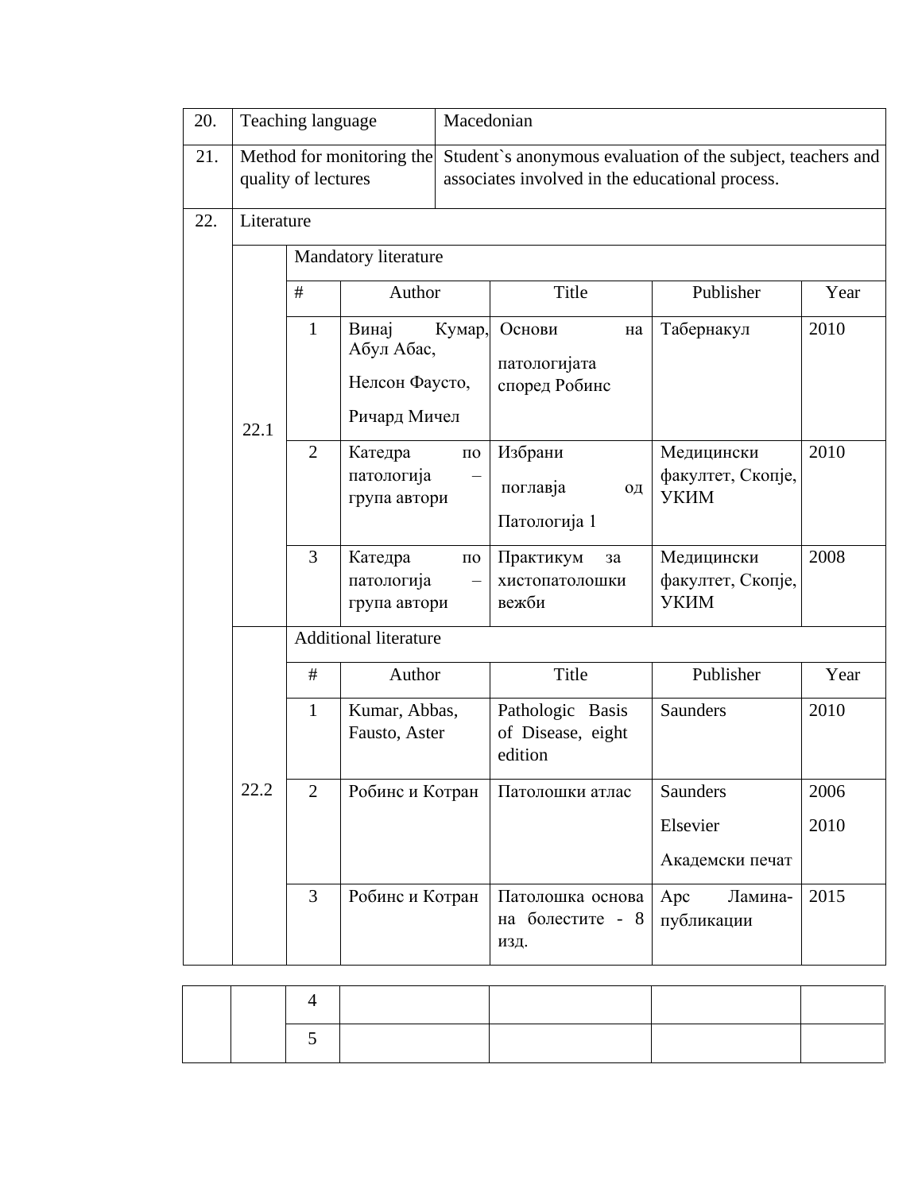| | | | | | | |
|---|---|---|---|---|---|---|
| 20. | Teaching language | | Macedonian | | | |
| 21. | Method for monitoring the quality of lectures | | Student`s anonymous evaluation of the subject, teachers and associates involved in the educational process. | | | |
| 22. | Literature | | | | | |
| | 22.1 | Mandatory literature | | | | |
| | | # | Author | Title | Publisher | Year |
| | | 1 | Винај Кумар, Абул Абас, Нелсон Фаусто, Ричард Мичел | Основи на патологијата според Робинс | Табернакул | 2010 |
| | | 2 | Катедра по патологија – група автори | Избрани поглавја од Патологија 1 | Медицински факултет, Скопје, УКИМ | 2010 |
| | | 3 | Катедра по патологија – група автори | Практикум за хистопатолошки вежби | Медицински факултет, Скопје, УКИМ | 2008 |
| | 22.2 | Additional literature | | | | |
| | | # | Author | Title | Publisher | Year |
| | | 1 | Kumar, Abbas, Fausto, Aster | Pathologic Basis of Disease, eight edition | Saunders | 2010 |
| | | 2 | Робинс и Котран | Патолошки атлас | Saunders Elsevier Академски печат | 2006 2010 |
| | | 3 | Робинс и Котран | Патолошка основа на болестите - 8 изд. | Арс Ламина-публикации | 2015 |
| | | 4 | | | | |
| | | 5 | | | | |